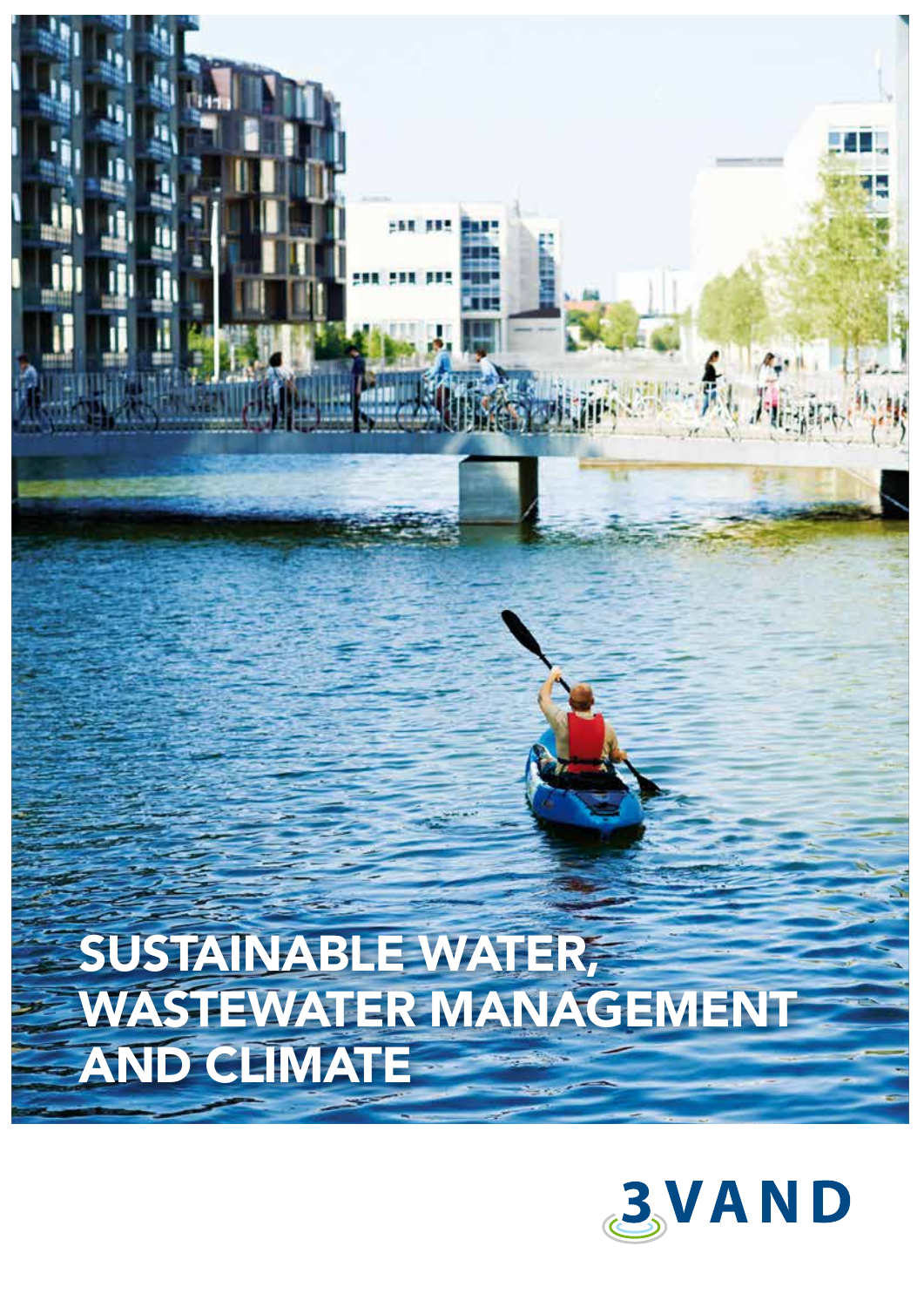# SUSTAINABLE WATER, WASTEWATER MANAGEMENT AND CLIMATE

3VAND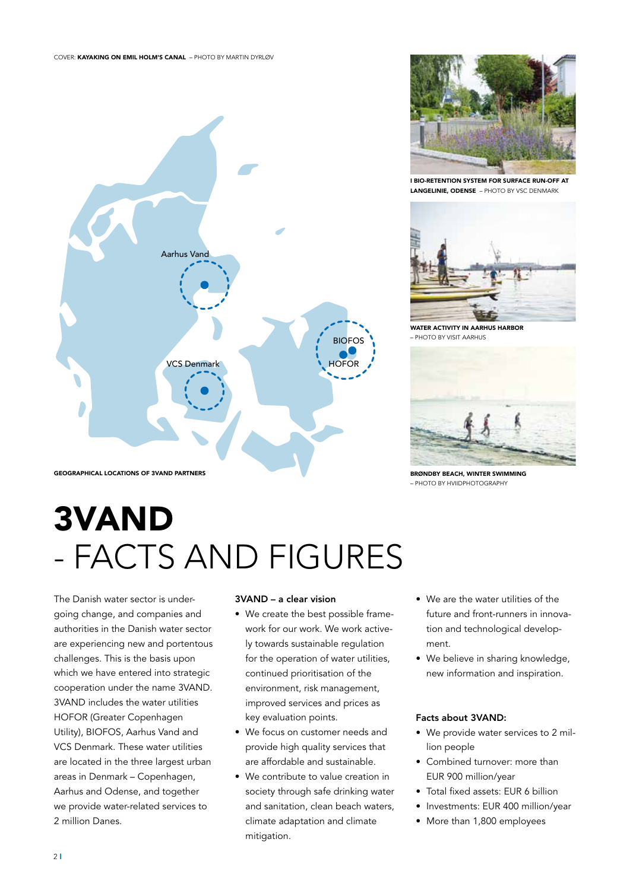COVER: **KAYAKING ON EMIL HOLM'S CANAL** – PHOTO BY MARTIN DYRLØV

Aarhus Vand

BIOFOS

HOFOR

VCS Denmark

**GEOGRAPHICAL LOCATIONS OF 3VAND PARTNERS**

**I BIO-RETENTION SYSTEM FOR SURFACE RUN-OFF AT LANGELINIE, ODENSE** – PHOTO BY VSC DENMARK

**WATER ACTIVITY IN AARHUS HARBOR** – PHOTO BY VISIT AARHUS

**BRØNDBY BEACH, WINTER SWIMMING** – PHOTO BY HVIIDPHOTOGRAPHY

# 3VAND
# - FACTS AND FIGURES

The Danish water sector is undergoing change, and companies and authorities in the Danish water sector are experiencing new and portentous challenges. This is the basis upon which we have entered into strategic cooperation under the name 3VAND. 3VAND includes the water utilities HOFOR (Greater Copenhagen Utility), BIOFOS, Aarhus Vand and VCS Denmark. These water utilities are located in the three largest urban areas in Denmark – Copenhagen, Aarhus and Odense, and together we provide water-related services to 2 million Danes.

**3VAND – a clear vision**

- We create the best possible framework for our work. We work actively towards sustainable regulation for the operation of water utilities, continued prioritisation of the environment, risk management, improved services and prices as key evaluation points.
- We focus on customer needs and provide high quality services that are affordable and sustainable.
- We contribute to value creation in society through safe drinking water and sanitation, clean beach waters, climate adaptation and climate mitigation.
- We are the water utilities of the future and front-runners in innovation and technological development.
- We believe in sharing knowledge, new information and inspiration.

**Facts about 3VAND:**

- We provide water services to 2 million people
- Combined turnover: more than EUR 900 million/year
- Total fixed assets: EUR 6 billion
- Investments: EUR 400 million/year
- More than 1,800 employees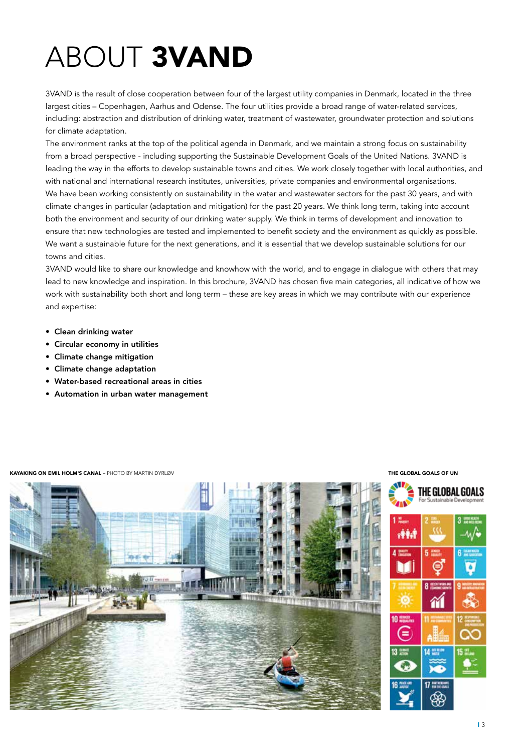# ABOUT **3VAND**

3VAND is the result of close cooperation between four of the largest utility companies in Denmark, located in the three largest cities – Copenhagen, Aarhus and Odense. The four utilities provide a broad range of water-related services, including: abstraction and distribution of drinking water, treatment of wastewater, groundwater protection and solutions for climate adaptation.

The environment ranks at the top of the political agenda in Denmark, and we maintain a strong focus on sustainability from a broad perspective - including supporting the Sustainable Development Goals of the United Nations. 3VAND is leading the way in the efforts to develop sustainable towns and cities. We work closely together with local authorities, and with national and international research institutes, universities, private companies and environmental organisations.

We have been working consistently on sustainability in the water and wastewater sectors for the past 30 years, and with climate changes in particular (adaptation and mitigation) for the past 20 years. We think long term, taking into account both the environment and security of our drinking water supply. We think in terms of development and innovation to ensure that new technologies are tested and implemented to benefit society and the environment as quickly as possible. We want a sustainable future for the next generations, and it is essential that we develop sustainable solutions for our towns and cities.

3VAND would like to share our knowledge and knowhow with the world, and to engage in dialogue with others that may lead to new knowledge and inspiration. In this brochure, 3VAND has chosen five main categories, all indicative of how we work with sustainability both short and long term – these are key areas in which we may contribute with our experience and expertise:

- **Clean drinking water**
- **Circular economy in utilities**
- **Climate change mitigation**
- **Climate change adaptation**
- **Water-based recreational areas in cities**
- **Automation in urban water management**

**KAYAKING ON EMIL HOLM'S CANAL** – PHOTO BY MARTIN DYRLØV

**THE GLOBAL GOALS OF UN**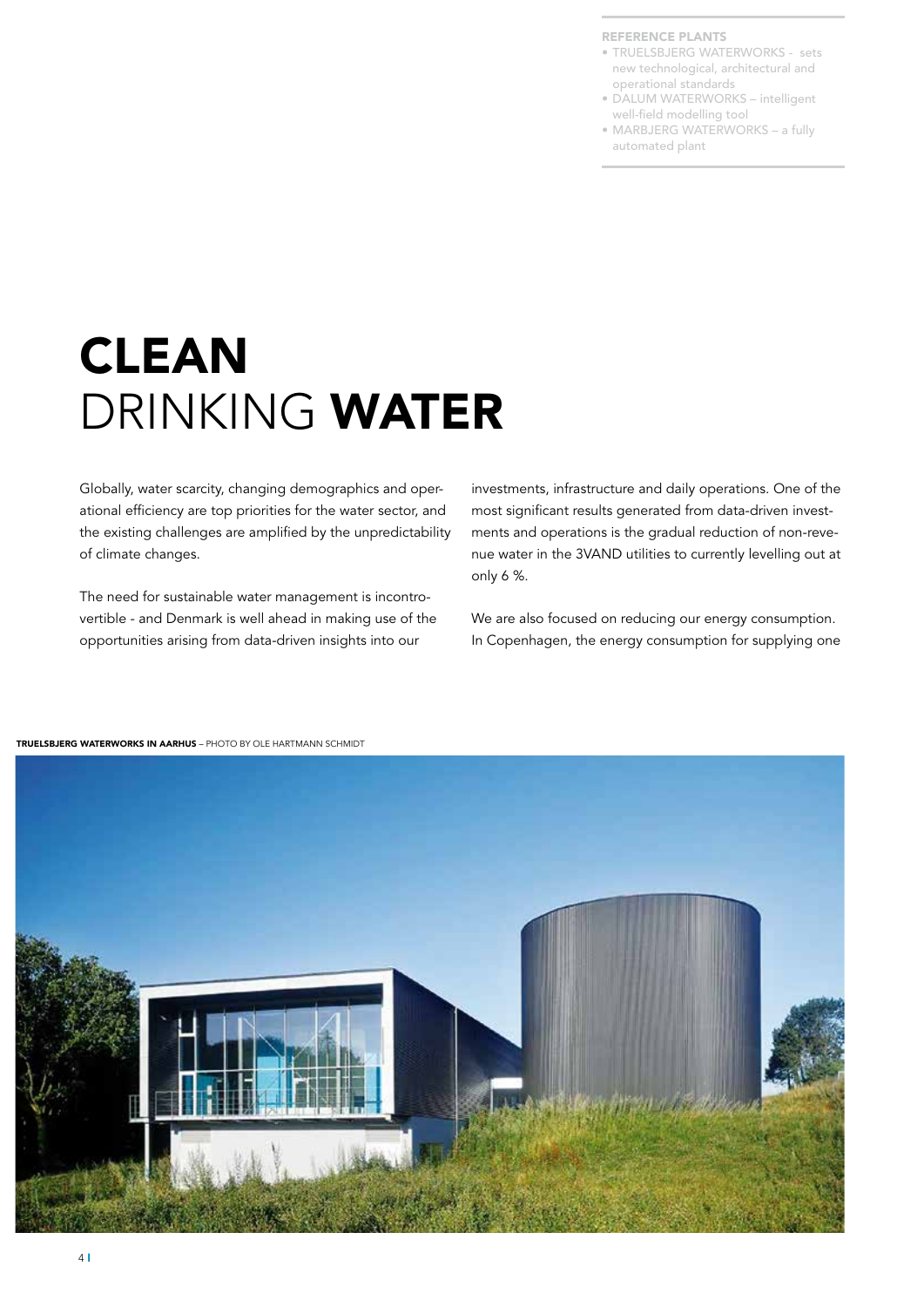**REFERENCE PLANTS**

- TRUELSBJERG WATERWORKS - sets new technological, architectural and operational standards
- DALUM WATERWORKS – intelligent well-field modelling tool
- MARBJERG WATERWORKS – a fully automated plant

# CLEAN DRINKING WATER

Globally, water scarcity, changing demographics and operational efficiency are top priorities for the water sector, and the existing challenges are amplified by the unpredictability of climate changes.

The need for sustainable water management is incontrovertible - and Denmark is well ahead in making use of the opportunities arising from data-driven insights into our investments, infrastructure and daily operations. One of the most significant results generated from data-driven investments and operations is the gradual reduction of non-revenue water in the 3VAND utilities to currently levelling out at only 6 %.

We are also focused on reducing our energy consumption. In Copenhagen, the energy consumption for supplying one

**TRUELSBJERG WATERWORKS IN AARHUS** – PHOTO BY OLE HARTMANN SCHMIDT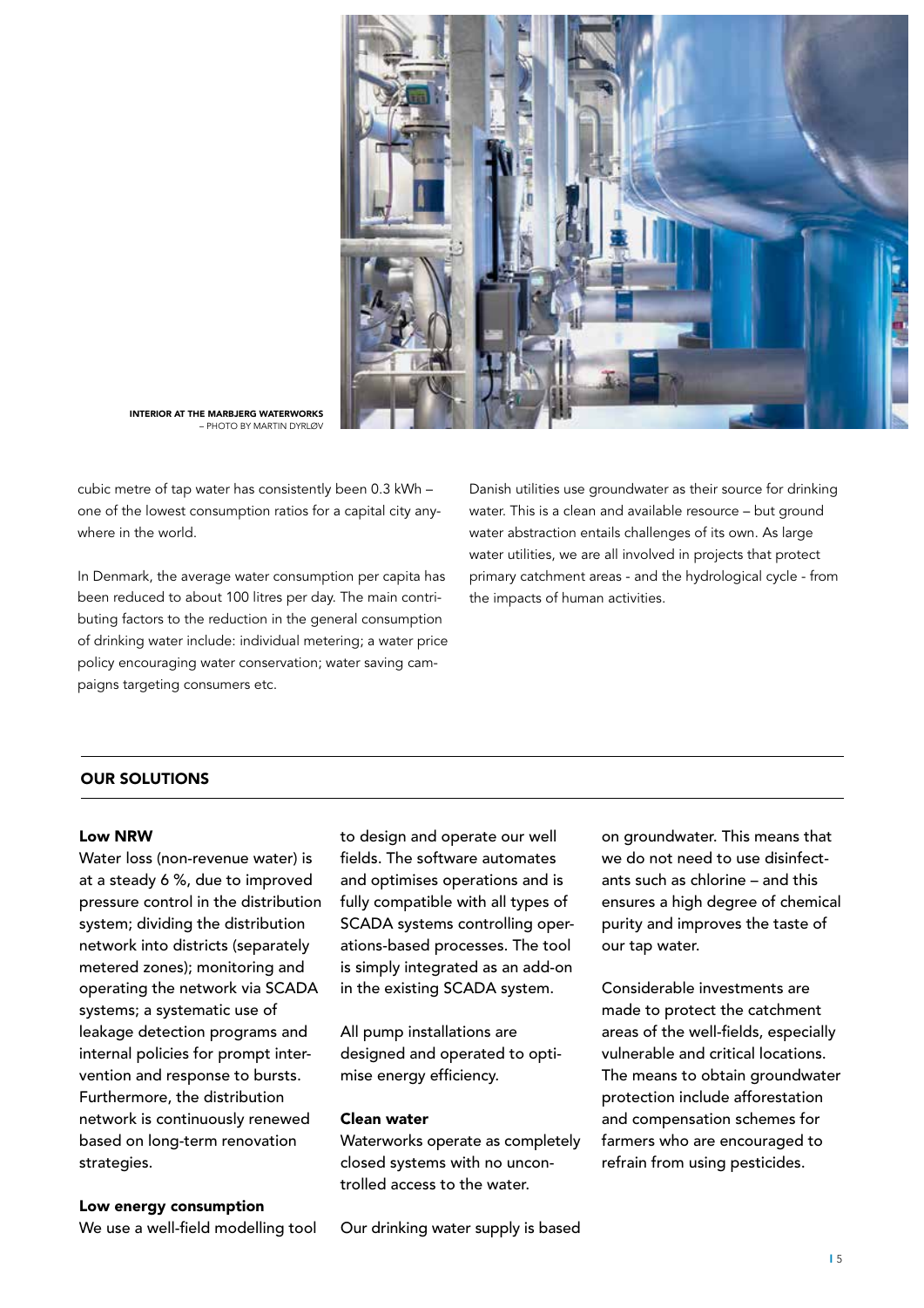INTERIOR AT THE MARBJERG WATERWORKS
– PHOTO BY MARTIN DYRLØV

cubic metre of tap water has consistently been 0.3 kWh – one of the lowest consumption ratios for a capital city anywhere in the world.

In Denmark, the average water consumption per capita has been reduced to about 100 litres per day. The main contributing factors to the reduction in the general consumption of drinking water include: individual metering; a water price policy encouraging water conservation; water saving campaigns targeting consumers etc.

Danish utilities use groundwater as their source for drinking water. This is a clean and available resource – but ground water abstraction entails challenges of its own. As large water utilities, we are all involved in projects that protect primary catchment areas - and the hydrological cycle - from the impacts of human activities.

## OUR SOLUTIONS

**Low NRW**

Water loss (non-revenue water) is at a steady 6 %, due to improved pressure control in the distribution system; dividing the distribution network into districts (separately metered zones); monitoring and operating the network via SCADA systems; a systematic use of leakage detection programs and internal policies for prompt intervention and response to bursts. Furthermore, the distribution network is continuously renewed based on long-term renovation strategies.

**Low energy consumption**

We use a well-field modelling tool to design and operate our well fields. The software automates and optimises operations and is fully compatible with all types of SCADA systems controlling operations-based processes. The tool is simply integrated as an add-on in the existing SCADA system.

All pump installations are designed and operated to optimise energy efficiency.

**Clean water**

Waterworks operate as completely closed systems with no uncontrolled access to the water.

Our drinking water supply is based on groundwater. This means that we do not need to use disinfectants such as chlorine – and this ensures a high degree of chemical purity and improves the taste of our tap water.

Considerable investments are made to protect the catchment areas of the well-fields, especially vulnerable and critical locations. The means to obtain groundwater protection include afforestation and compensation schemes for farmers who are encouraged to refrain from using pesticides.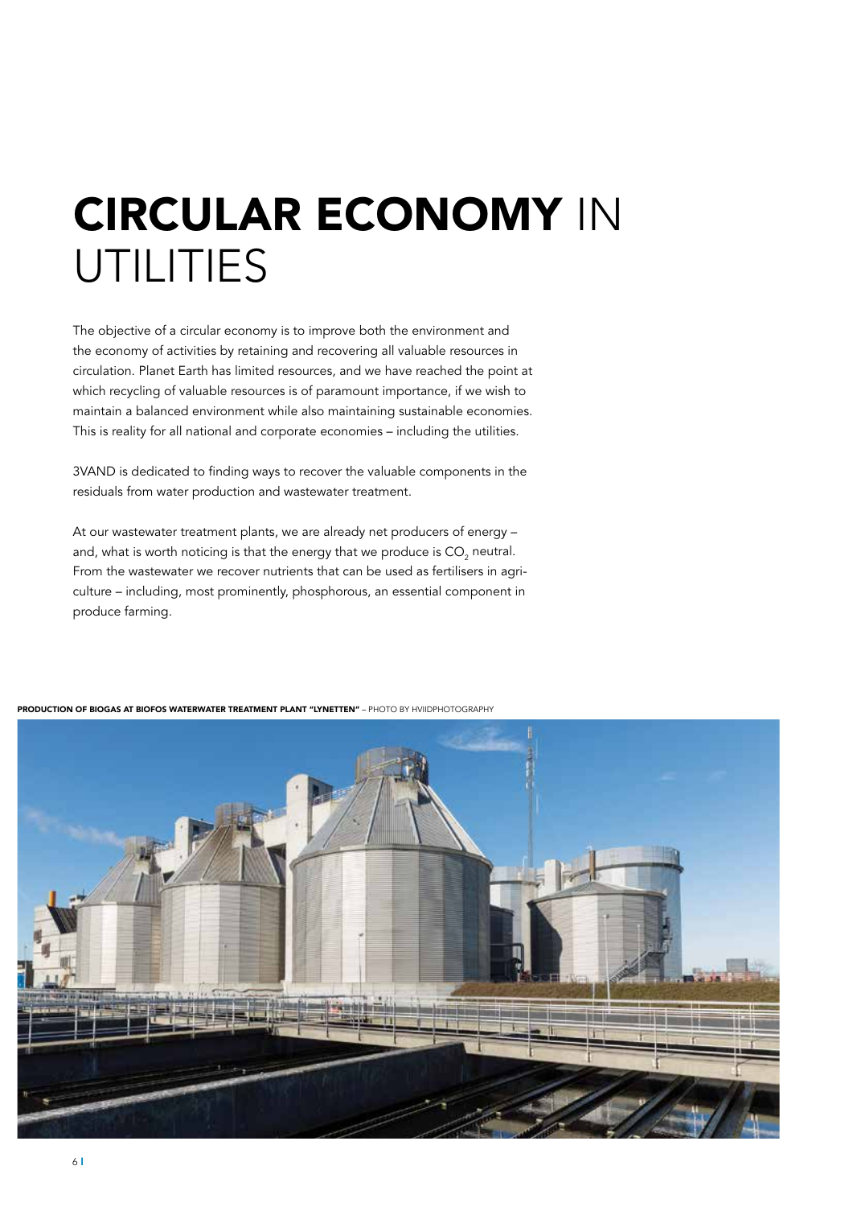# CIRCULAR ECONOMY IN UTILITIES

The objective of a circular economy is to improve both the environment and the economy of activities by retaining and recovering all valuable resources in circulation. Planet Earth has limited resources, and we have reached the point at which recycling of valuable resources is of paramount importance, if we wish to maintain a balanced environment while also maintaining sustainable economies. This is reality for all national and corporate economies – including the utilities.

3VAND is dedicated to finding ways to recover the valuable components in the residuals from water production and wastewater treatment.

At our wastewater treatment plants, we are already net producers of energy – and, what is worth noticing is that the energy that we produce is $CO_2$ neutral. From the wastewater we recover nutrients that can be used as fertilisers in agriculture – including, most prominently, phosphorous, an essential component in produce farming.

**PRODUCTION OF BIOGAS AT BIOFOS WATERWATER TREATMENT PLANT "LYNETTEN"** – PHOTO BY HVIIDPHOTOGRAPHY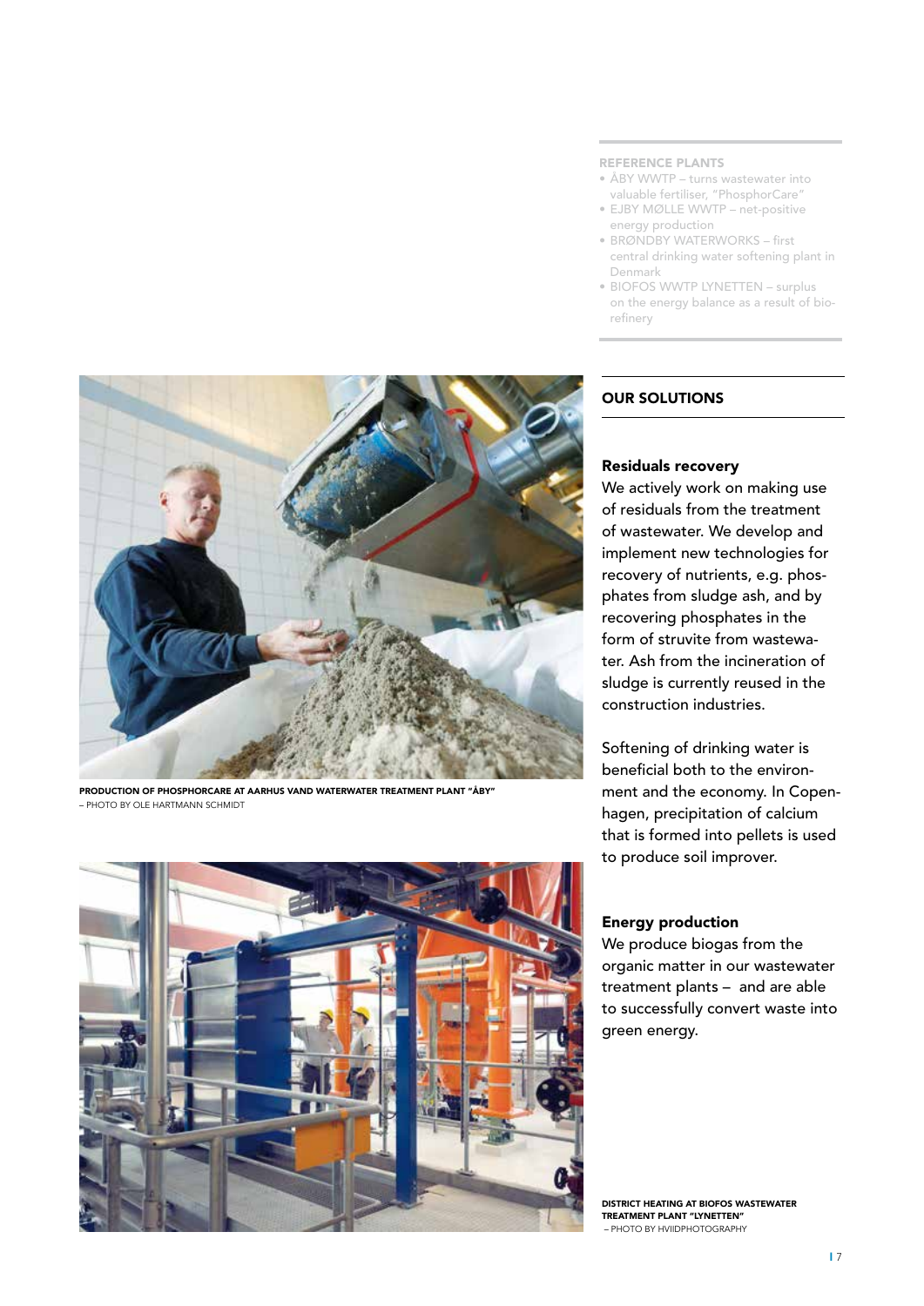REFERENCE PLANTS

- ÅBY WWTP – turns wastewater into valuable fertiliser, "PhosphorCare"
- EJBY MØLLE WWTP – net-positive energy production
- BRØNDBY WATERWORKS – first central drinking water softening plant in Denmark
- BIOFOS WWTP LYNETTEN – surplus on the energy balance as a result of bio-refinery

## OUR SOLUTIONS

### Residuals recovery

We actively work on making use of residuals from the treatment of wastewater. We develop and implement new technologies for recovery of nutrients, e.g. phosphates from sludge ash, and by recovering phosphates in the form of struvite from wastewater. Ash from the incineration of sludge is currently reused in the construction industries.

Softening of drinking water is beneficial both to the environment and the economy. In Copenhagen, precipitation of calcium that is formed into pellets is used to produce soil improver.

### Energy production

We produce biogas from the organic matter in our wastewater treatment plants – and are able to successfully convert waste into green energy.

PRODUCTION OF PHOSPHORCARE AT AARHUS VAND WATERWATER TREATMENT PLANT "ÅBY" – PHOTO BY OLE HARTMANN SCHMIDT

DISTRICT HEATING AT BIOFOS WASTEWATER TREATMENT PLANT "LYNETTEN" – PHOTO BY HVIIDPHOTOGRAPHY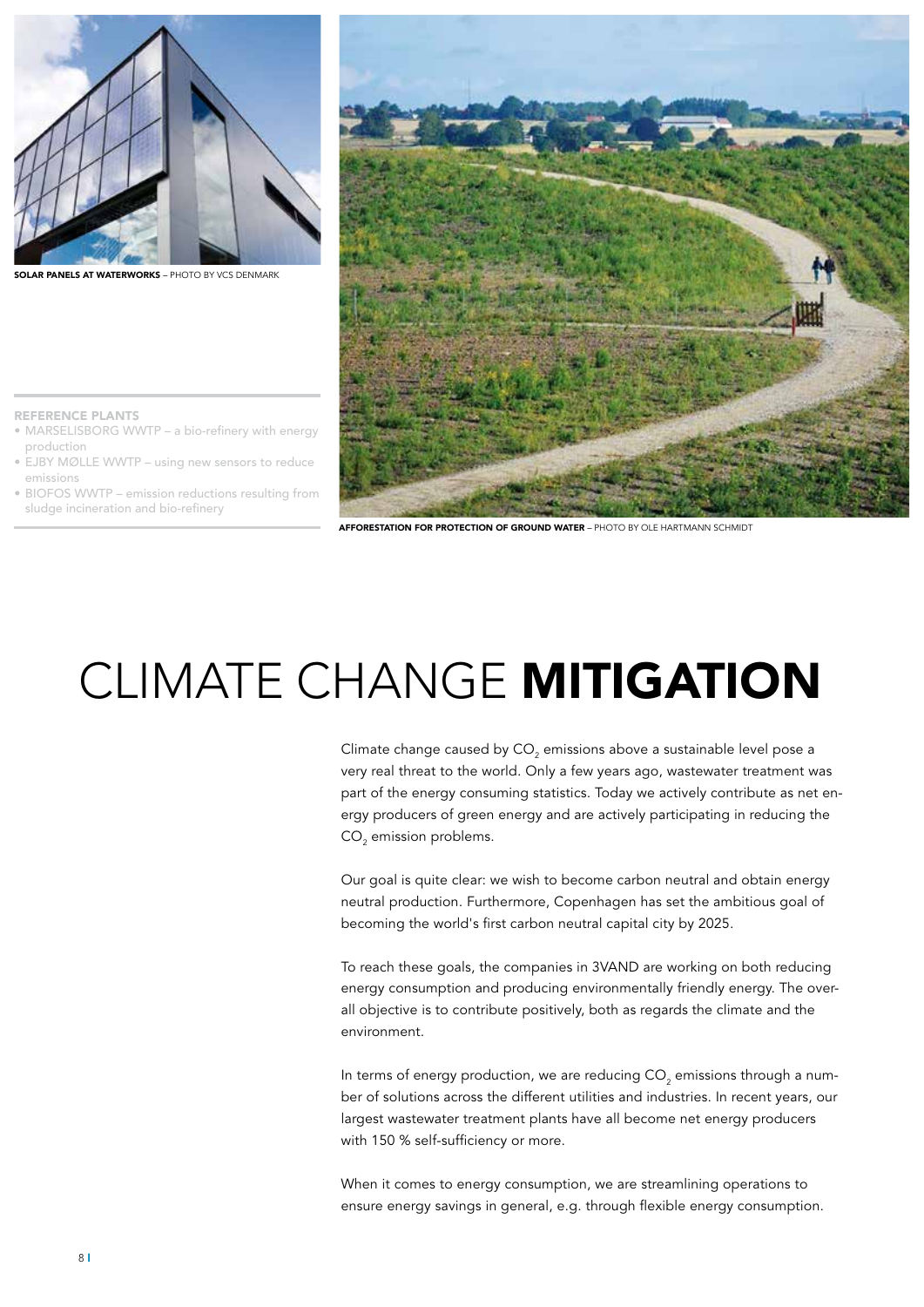**SOLAR PANELS AT WATERWORKS** – PHOTO BY VCS DENMARK

**REFERENCE PLANTS**

- MARSELISBORG WWTP – a bio-refinery with energy production
- EJBY MØLLE WWTP – using new sensors to reduce emissions
- BIOFOS WWTP – emission reductions resulting from sludge incineration and bio-refinery

**AFFORESTATION FOR PROTECTION OF GROUND WATER** – PHOTO BY OLE HARTMANN SCHMIDT

# CLIMATE CHANGE **MITIGATION**

Climate change caused by $CO_2$ emissions above a sustainable level pose a very real threat to the world. Only a few years ago, wastewater treatment was part of the energy consuming statistics. Today we actively contribute as net energy producers of green energy and are actively participating in reducing the $CO_2$ emission problems.

Our goal is quite clear: we wish to become carbon neutral and obtain energy neutral production. Furthermore, Copenhagen has set the ambitious goal of becoming the world's first carbon neutral capital city by 2025.

To reach these goals, the companies in 3VAND are working on both reducing energy consumption and producing environmentally friendly energy. The overall objective is to contribute positively, both as regards the climate and the environment.

In terms of energy production, we are reducing $CO_2$ emissions through a number of solutions across the different utilities and industries. In recent years, our largest wastewater treatment plants have all become net energy producers with 150 % self-sufficiency or more.

When it comes to energy consumption, we are streamlining operations to ensure energy savings in general, e.g. through flexible energy consumption.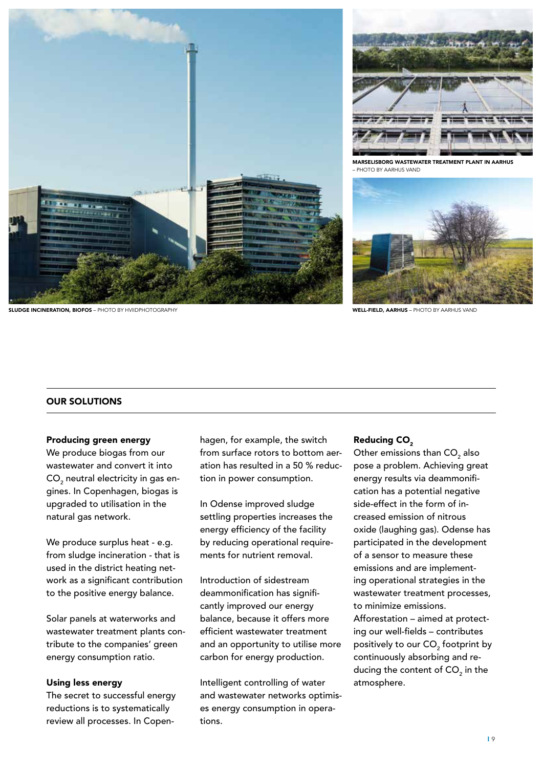SLUDGE INCINERATION, BIOFOS – PHOTO BY HVIIDPHOTOGRAPHY

MARSELISBORG WASTEWATER TREATMENT PLANT IN AARHUS – PHOTO BY AARHUS VAND

WELL-FIELD, AARHUS – PHOTO BY AARHUS VAND

## OUR SOLUTIONS

**Producing green energy**

We produce biogas from our wastewater and convert it into $CO_2$ neutral electricity in gas engines. In Copenhagen, biogas is upgraded to utilisation in the natural gas network.

We produce surplus heat - e.g. from sludge incineration - that is used in the district heating network as a significant contribution to the positive energy balance.

Solar panels at waterworks and wastewater treatment plants contribute to the companies' green energy consumption ratio.

**Using less energy**

The secret to successful energy reductions is to systematically review all processes. In Copenhagen, for example, the switch from surface rotors to bottom aeration has resulted in a 50 % reduction in power consumption.

In Odense improved sludge settling properties increases the energy efficiency of the facility by reducing operational requirements for nutrient removal.

Introduction of sidestream deammonification has significantly improved our energy balance, because it offers more efficient wastewater treatment and an opportunity to utilise more carbon for energy production.

Intelligent controlling of water and wastewater networks optimises energy consumption in operations.

**Reducing $CO_2$**

Other emissions than $CO_2$ also pose a problem. Achieving great energy results via deammonification has a potential negative side-effect in the form of increased emission of nitrous oxide (laughing gas). Odense has participated in the development of a sensor to measure these emissions and are implementing operational strategies in the wastewater treatment processes, to minimize emissions.

Afforestation – aimed at protecting our well-fields – contributes positively to our $CO_2$ footprint by continuously absorbing and reducing the content of $CO_2$ in the atmosphere.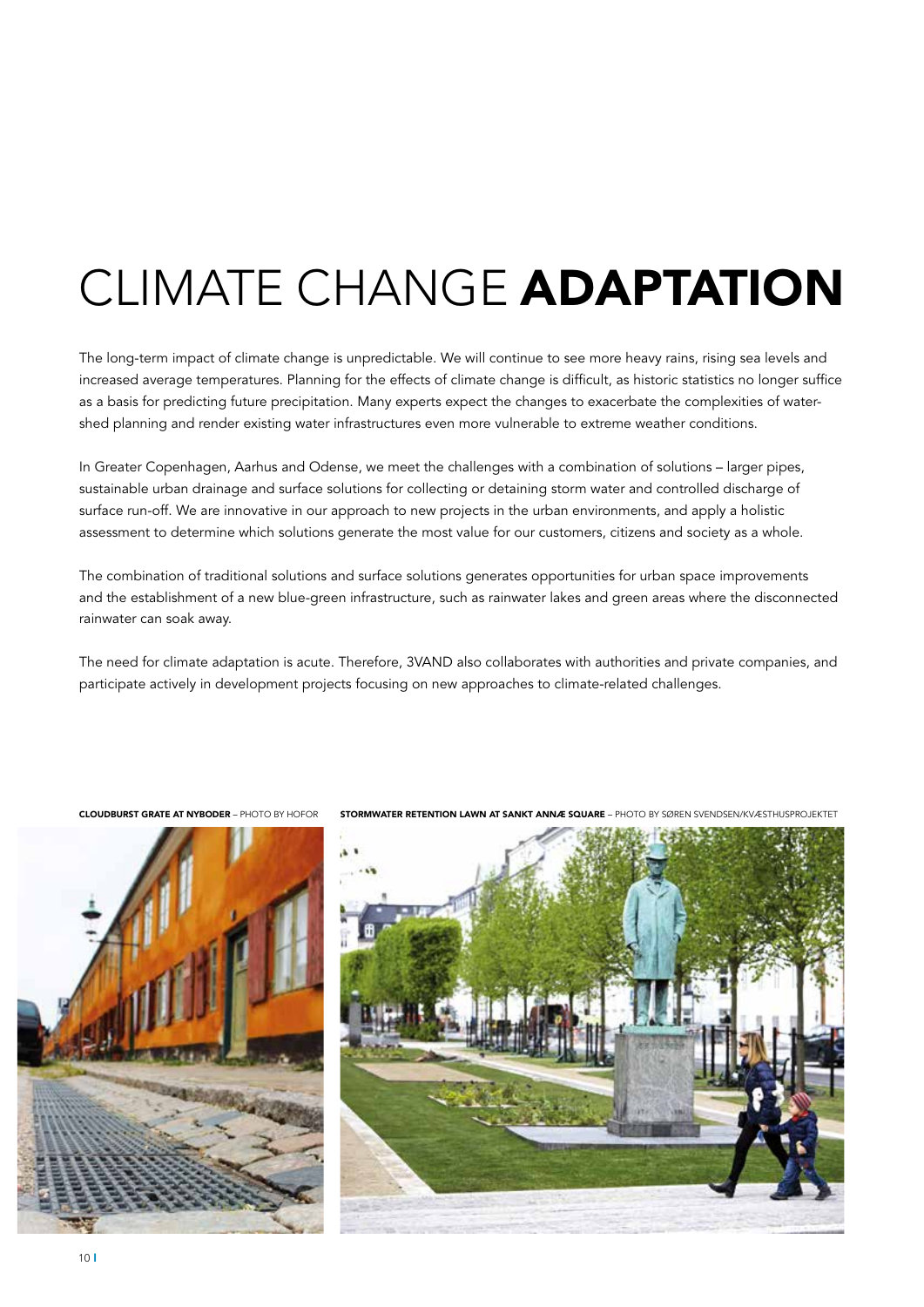# CLIMATE CHANGE **ADAPTATION**

The long-term impact of climate change is unpredictable. We will continue to see more heavy rains, rising sea levels and increased average temperatures. Planning for the effects of climate change is difficult, as historic statistics no longer suffice as a basis for predicting future precipitation. Many experts expect the changes to exacerbate the complexities of watershed planning and render existing water infrastructures even more vulnerable to extreme weather conditions.

In Greater Copenhagen, Aarhus and Odense, we meet the challenges with a combination of solutions – larger pipes, sustainable urban drainage and surface solutions for collecting or detaining storm water and controlled discharge of surface run-off. We are innovative in our approach to new projects in the urban environments, and apply a holistic assessment to determine which solutions generate the most value for our customers, citizens and society as a whole.

The combination of traditional solutions and surface solutions generates opportunities for urban space improvements and the establishment of a new blue-green infrastructure, such as rainwater lakes and green areas where the disconnected rainwater can soak away.

The need for climate adaptation is acute. Therefore, 3VAND also collaborates with authorities and private companies, and participate actively in development projects focusing on new approaches to climate-related challenges.

**CLOUDBURST GRATE AT NYBODER** – PHOTO BY HOFOR

**STORMWATER RETENTION LAWN AT SANKT ANNÆ SQUARE** – PHOTO BY SØREN SVENDSEN/KVÆSTHUSPROJEKTET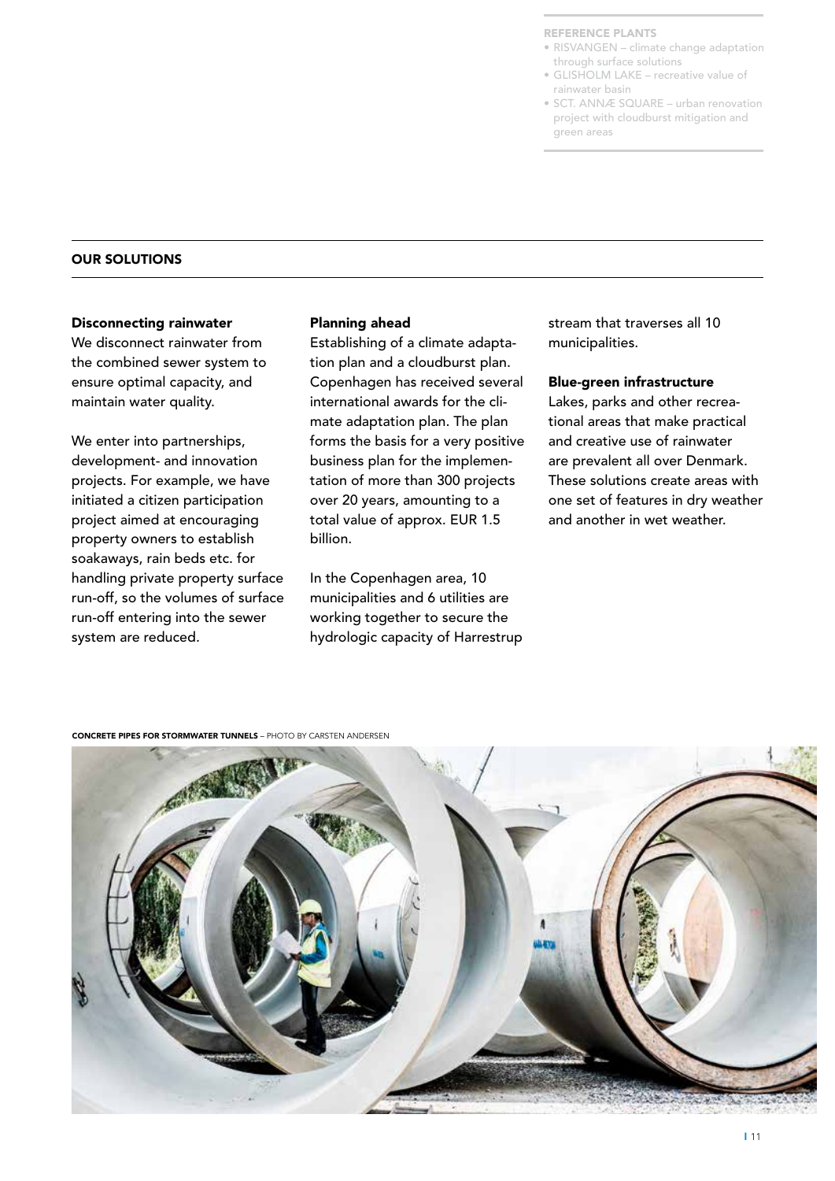**REFERENCE PLANTS**

- RISVANGEN – climate change adaptation through surface solutions
- GLISHOLM LAKE – recreative value of rainwater basin
- SCT. ANNÆ SQUARE – urban renovation project with cloudburst mitigation and green areas

## OUR SOLUTIONS

### Disconnecting rainwater

We disconnect rainwater from the combined sewer system to ensure optimal capacity, and maintain water quality.

We enter into partnerships, development- and innovation projects. For example, we have initiated a citizen participation project aimed at encouraging property owners to establish soakaways, rain beds etc. for handling private property surface run-off, so the volumes of surface run-off entering into the sewer system are reduced.

### Planning ahead

Establishing of a climate adaptation plan and a cloudburst plan. Copenhagen has received several international awards for the climate adaptation plan. The plan forms the basis for a very positive business plan for the implementation of more than 300 projects over 20 years, amounting to a total value of approx. EUR 1.5 billion.

In the Copenhagen area, 10 municipalities and 6 utilities are working together to secure the hydrologic capacity of Harrestrup stream that traverses all 10 municipalities.

### Blue-green infrastructure

Lakes, parks and other recreational areas that make practical and creative use of rainwater are prevalent all over Denmark. These solutions create areas with one set of features in dry weather and another in wet weather.

**CONCRETE PIPES FOR STORMWATER TUNNELS** – PHOTO BY CARSTEN ANDERSEN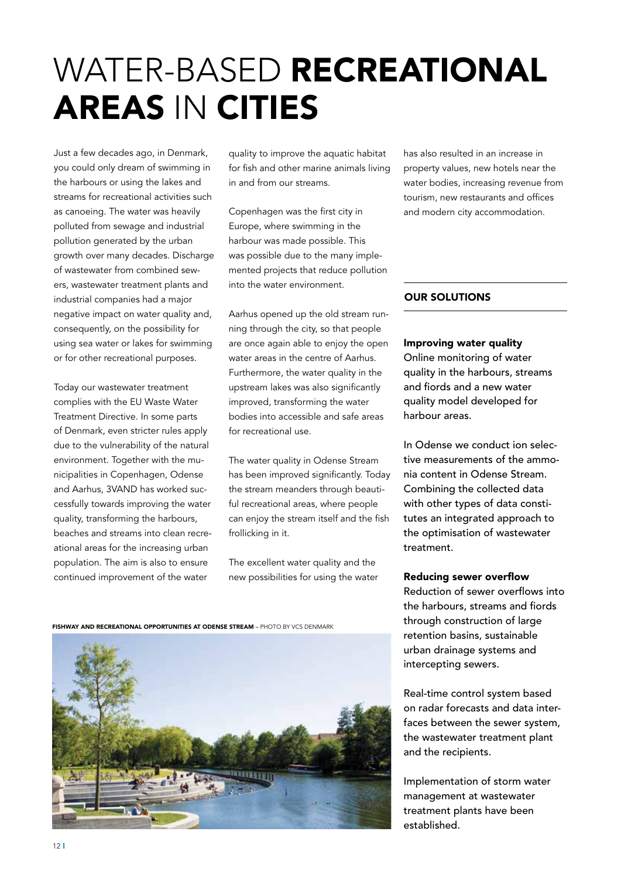# WATER-BASED **RECREATIONAL AREAS** IN **CITIES**

Just a few decades ago, in Denmark, you could only dream of swimming in the harbours or using the lakes and streams for recreational activities such as canoeing. The water was heavily polluted from sewage and industrial pollution generated by the urban growth over many decades. Discharge of wastewater from combined sewers, wastewater treatment plants and industrial companies had a major negative impact on water quality and, consequently, on the possibility for using sea water or lakes for swimming or for other recreational purposes.

Today our wastewater treatment complies with the EU Waste Water Treatment Directive. In some parts of Denmark, even stricter rules apply due to the vulnerability of the natural environment. Together with the municipalities in Copenhagen, Odense and Aarhus, 3VAND has worked successfully towards improving the water quality, transforming the harbours, beaches and streams into clean recreational areas for the increasing urban population. The aim is also to ensure continued improvement of the water quality to improve the aquatic habitat for fish and other marine animals living in and from our streams.

Copenhagen was the first city in Europe, where swimming in the harbour was made possible. This was possible due to the many implemented projects that reduce pollution into the water environment.

Aarhus opened up the old stream running through the city, so that people are once again able to enjoy the open water areas in the centre of Aarhus. Furthermore, the water quality in the upstream lakes was also significantly improved, transforming the water bodies into accessible and safe areas for recreational use.

The water quality in Odense Stream has been improved significantly. Today the stream meanders through beautiful recreational areas, where people can enjoy the stream itself and the fish frollicking in it.

The excellent water quality and the new possibilities for using the water has also resulted in an increase in property values, new hotels near the water bodies, increasing revenue from tourism, new restaurants and offices and modern city accommodation.

**FISHWAY AND RECREATIONAL OPPORTUNITIES AT ODENSE STREAM** – PHOTO BY VCS DENMARK

## OUR SOLUTIONS

### Improving water quality

Online monitoring of water quality in the harbours, streams and fiords and a new water quality model developed for harbour areas.

In Odense we conduct ion selective measurements of the ammonia content in Odense Stream. Combining the collected data with other types of data constitutes an integrated approach to the optimisation of wastewater treatment.

### Reducing sewer overflow

Reduction of sewer overflows into the harbours, streams and fiords through construction of large retention basins, sustainable urban drainage systems and intercepting sewers.

Real-time control system based on radar forecasts and data interfaces between the sewer system, the wastewater treatment plant and the recipients.

Implementation of storm water management at wastewater treatment plants have been established.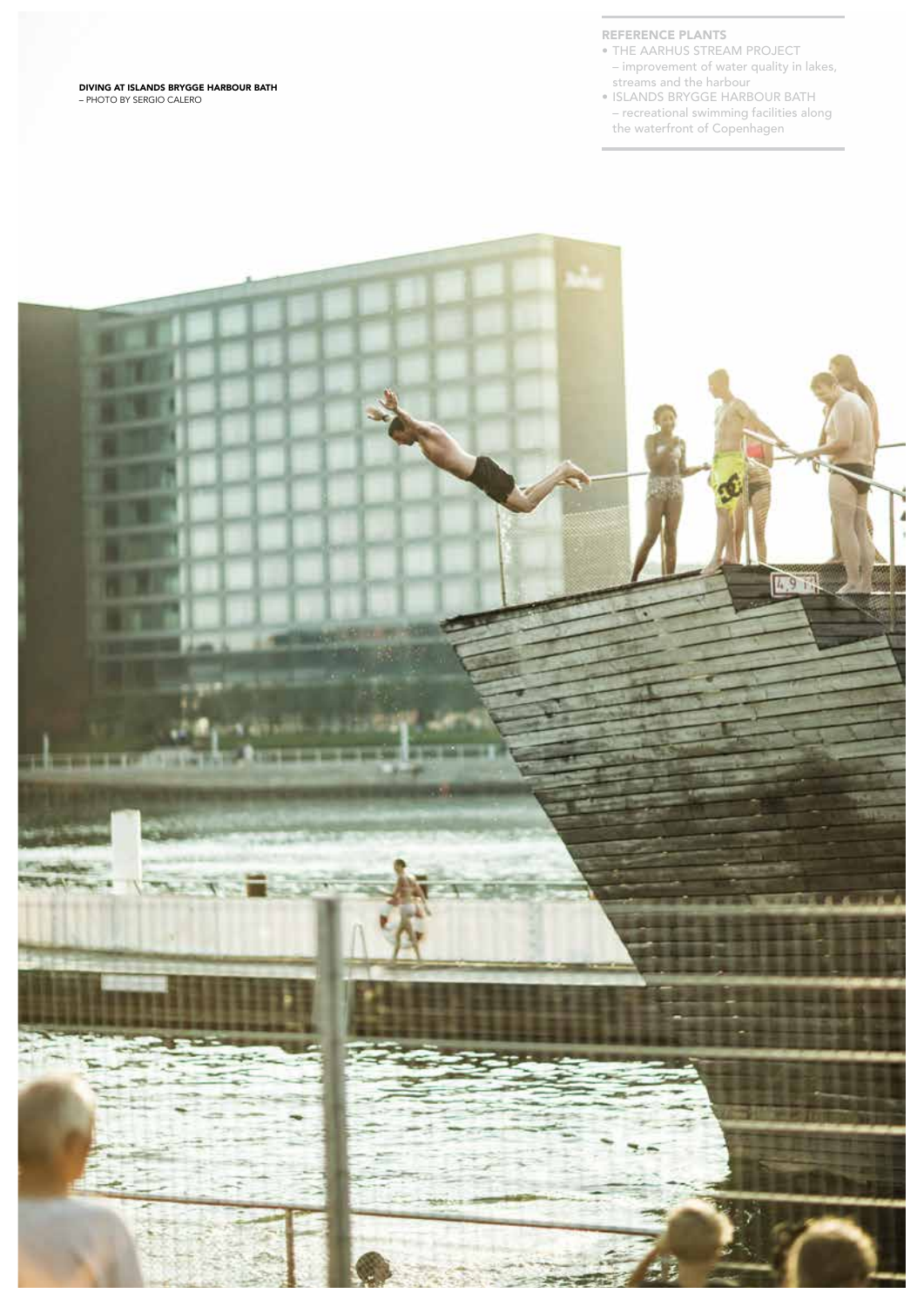**DIVING AT ISLANDS BRYGGE HARBOUR BATH**
– PHOTO BY SERGIO CALERO

### REFERENCE PLANTS

- THE AARHUS STREAM PROJECT
  – improvement of water quality in lakes, streams and the harbour
- ISLANDS BRYGGE HARBOUR BATH
  – recreational swimming facilities along the waterfront of Copenhagen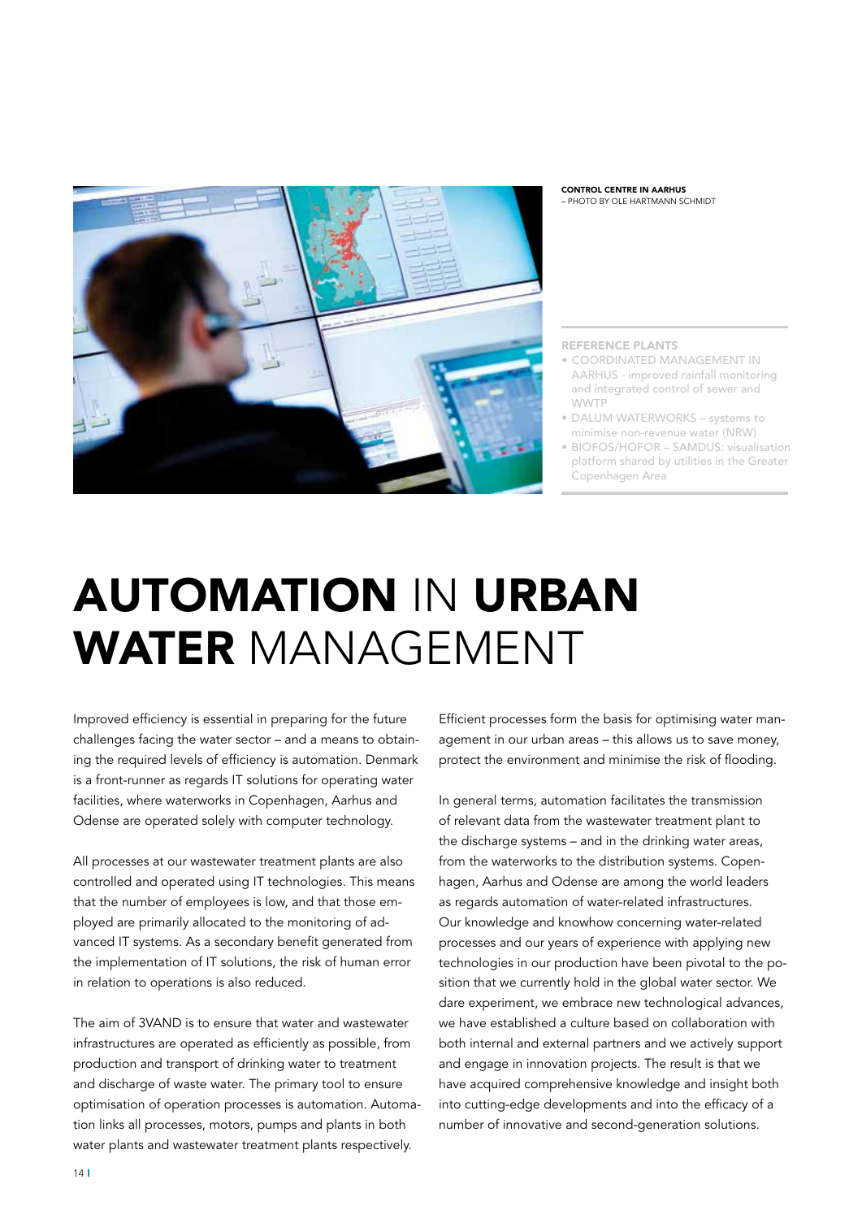**CONTROL CENTRE IN AARHUS**
– PHOTO BY OLE HARTMANN SCHMIDT

**REFERENCE PLANTS**

- COORDINATED MANAGEMENT IN AARHUS - improved rainfall monitoring and integrated control of sewer and WWTP
- DALUM WATERWORKS – systems to minimise non-revenue water (NRW)
- BIOFOS/HOFOR – SAMDUS: visualisation platform shared by utilities in the Greater Copenhagen Area

# AUTOMATION IN URBAN WATER MANAGEMENT

Improved efficiency is essential in preparing for the future challenges facing the water sector – and a means to obtaining the required levels of efficiency is automation. Denmark is a front-runner as regards IT solutions for operating water facilities, where waterworks in Copenhagen, Aarhus and Odense are operated solely with computer technology.

All processes at our wastewater treatment plants are also controlled and operated using IT technologies. This means that the number of employees is low, and that those employed are primarily allocated to the monitoring of advanced IT systems. As a secondary benefit generated from the implementation of IT solutions, the risk of human error in relation to operations is also reduced.

The aim of 3VAND is to ensure that water and wastewater infrastructures are operated as efficiently as possible, from production and transport of drinking water to treatment and discharge of waste water. The primary tool to ensure optimisation of operation processes is automation. Automation links all processes, motors, pumps and plants in both water plants and wastewater treatment plants respectively.

Efficient processes form the basis for optimising water management in our urban areas – this allows us to save money, protect the environment and minimise the risk of flooding.

In general terms, automation facilitates the transmission of relevant data from the wastewater treatment plant to the discharge systems – and in the drinking water areas, from the waterworks to the distribution systems. Copenhagen, Aarhus and Odense are among the world leaders as regards automation of water-related infrastructures. Our knowledge and knowhow concerning water-related processes and our years of experience with applying new technologies in our production have been pivotal to the position that we currently hold in the global water sector. We dare experiment, we embrace new technological advances, we have established a culture based on collaboration with both internal and external partners and we actively support and engage in innovation projects. The result is that we have acquired comprehensive knowledge and insight both into cutting-edge developments and into the efficacy of a number of innovative and second-generation solutions.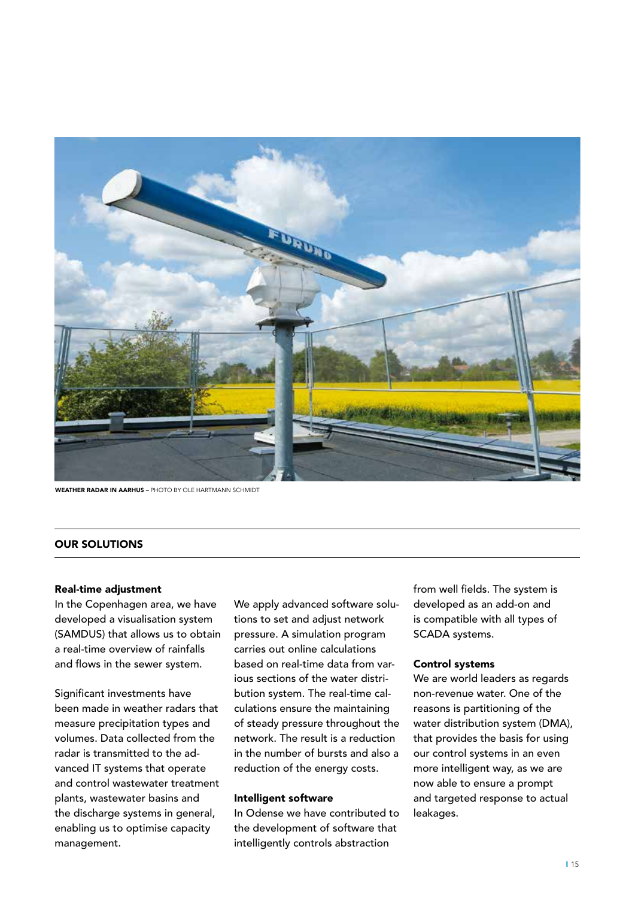**WEATHER RADAR IN AARHUS** – PHOTO BY OLE HARTMANN SCHMIDT

## OUR SOLUTIONS

### Real-time adjustment

In the Copenhagen area, we have developed a visualisation system (SAMDUS) that allows us to obtain a real-time overview of rainfalls and flows in the sewer system.

Significant investments have been made in weather radars that measure precipitation types and volumes. Data collected from the radar is transmitted to the advanced IT systems that operate and control wastewater treatment plants, wastewater basins and the discharge systems in general, enabling us to optimise capacity management.

We apply advanced software solutions to set and adjust network pressure. A simulation program carries out online calculations based on real-time data from various sections of the water distribution system. The real-time calculations ensure the maintaining of steady pressure throughout the network. The result is a reduction in the number of bursts and also a reduction of the energy costs.

### Intelligent software

In Odense we have contributed to the development of software that intelligently controls abstraction from well fields. The system is developed as an add-on and is compatible with all types of SCADA systems.

### Control systems

We are world leaders as regards non-revenue water. One of the reasons is partitioning of the water distribution system (DMA), that provides the basis for using our control systems in an even more intelligent way, as we are now able to ensure a prompt and targeted response to actual leakages.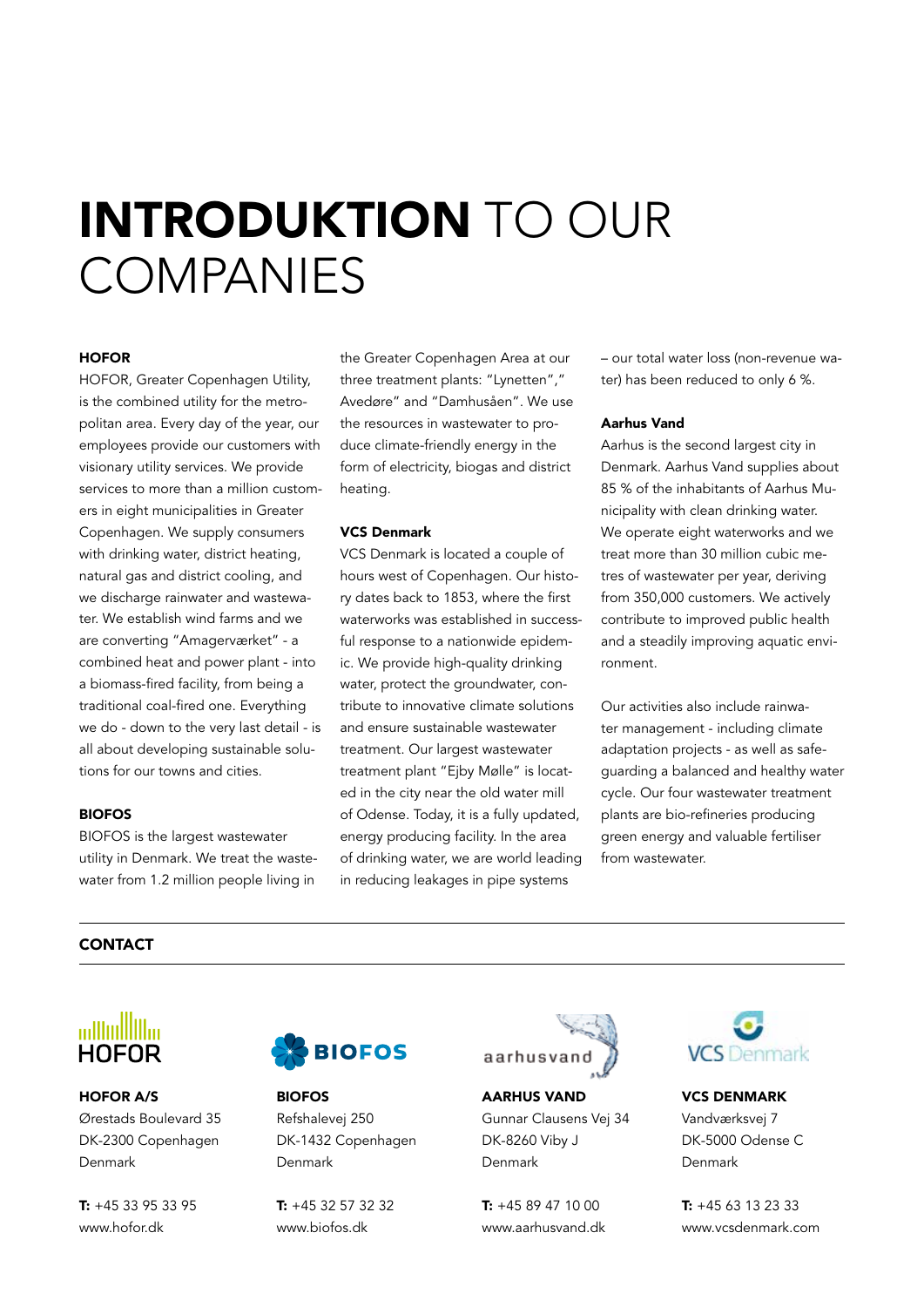# **INTRODUKTION** TO OUR COMPANIES

### HOFOR

HOFOR, Greater Copenhagen Utility, is the combined utility for the metropolitan area. Every day of the year, our employees provide our customers with visionary utility services. We provide services to more than a million customers in eight municipalities in Greater Copenhagen. We supply consumers with drinking water, district heating, natural gas and district cooling, and we discharge rainwater and wastewater. We establish wind farms and we are converting "Amagerværket" - a combined heat and power plant - into a biomass-fired facility, from being a traditional coal-fired one. Everything we do - down to the very last detail - is all about developing sustainable solutions for our towns and cities.

### BIOFOS

BIOFOS is the largest wastewater utility in Denmark. We treat the wastewater from 1.2 million people living in the Greater Copenhagen Area at our three treatment plants: "Lynetten"," Avedøre" and "Damhusåen". We use the resources in wastewater to produce climate-friendly energy in the form of electricity, biogas and district heating.

### VCS Denmark

VCS Denmark is located a couple of hours west of Copenhagen. Our history dates back to 1853, where the first waterworks was established in successful response to a nationwide epidemic. We provide high-quality drinking water, protect the groundwater, contribute to innovative climate solutions and ensure sustainable wastewater treatment. Our largest wastewater treatment plant "Ejby Mølle" is located in the city near the old water mill of Odense. Today, it is a fully updated, energy producing facility. In the area of drinking water, we are world leading in reducing leakages in pipe systems – our total water loss (non-revenue water) has been reduced to only 6 %.

### Aarhus Vand

Aarhus is the second largest city in Denmark. Aarhus Vand supplies about 85 % of the inhabitants of Aarhus Municipality with clean drinking water. We operate eight waterworks and we treat more than 30 million cubic metres of wastewater per year, deriving from 350,000 customers. We actively contribute to improved public health and a steadily improving aquatic environment.

Our activities also include rainwater management - including climate adaptation projects - as well as safeguarding a balanced and healthy water cycle. Our four wastewater treatment plants are bio-refineries producing green energy and valuable fertiliser from wastewater.

## CONTACT

**HOFOR A/S**
Ørestads Boulevard 35
DK-2300 Copenhagen
Denmark

**T:** +45 33 95 33 95
www.hofor.dk

**BIOFOS**
Refshalevej 250
DK-1432 Copenhagen
Denmark

**T:** +45 32 57 32 32
www.biofos.dk

**AARHUS VAND**
Gunnar Clausens Vej 34
DK-8260 Viby J
Denmark

**T:** +45 89 47 10 00
www.aarhusvand.dk

**VCS DENMARK**
Vandværksvej 7
DK-5000 Odense C
Denmark

**T:** +45 63 13 23 33
www.vcsdenmark.com